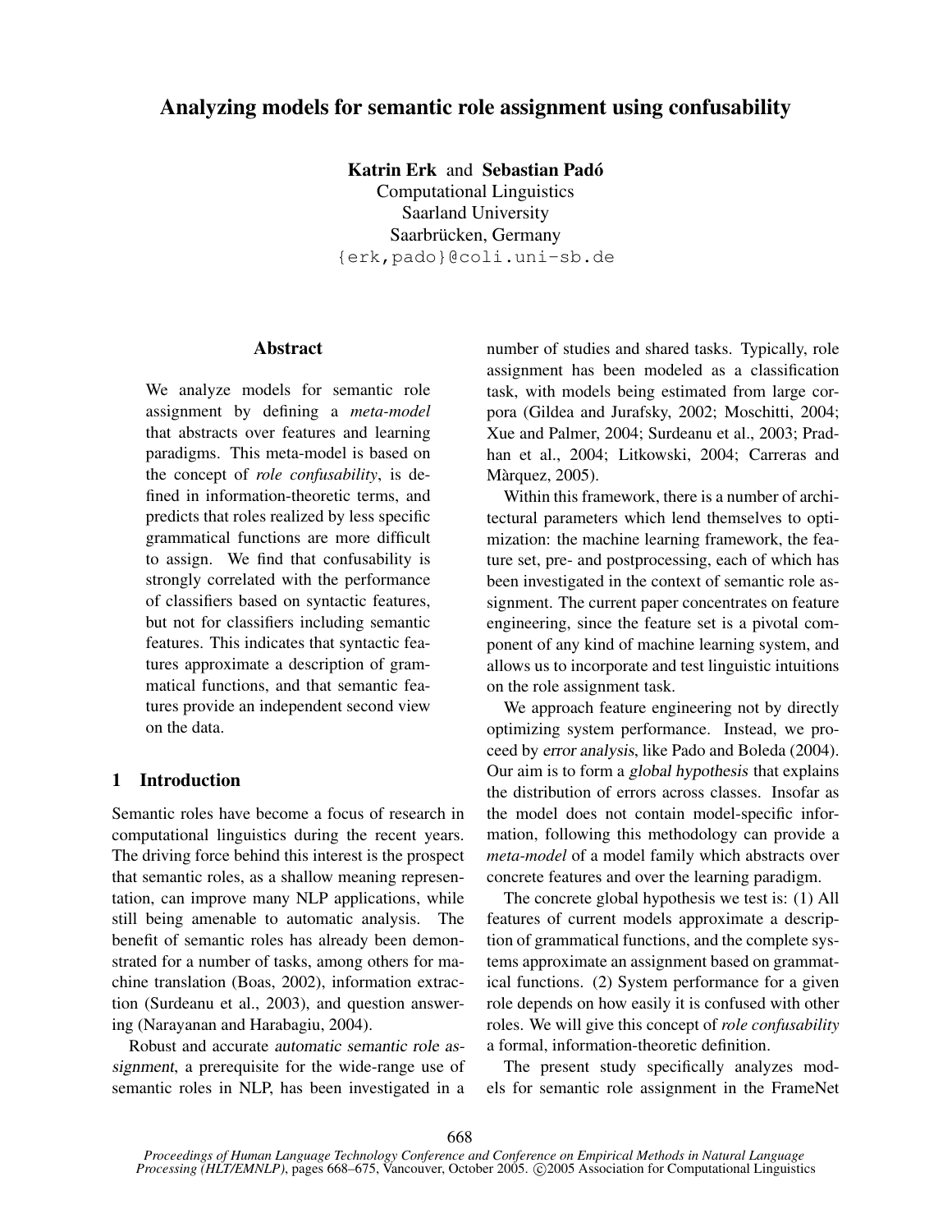# Analyzing models for semantic role assignment using confusability

**Katrin Erk** and **Sebastian Padó**
Computational Linguistics
Saarland University
Saarbrücken, Germany
{erk,pado}@coli.uni-sb.de

## Abstract

We analyze models for semantic role assignment by defining a *meta-model* that abstracts over features and learning paradigms. This meta-model is based on the concept of *role confusability*, is defined in information-theoretic terms, and predicts that roles realized by less specific grammatical functions are more difficult to assign. We find that confusability is strongly correlated with the performance of classifiers based on syntactic features, but not for classifiers including semantic features. This indicates that syntactic features approximate a description of grammatical functions, and that semantic features provide an independent second view on the data.

## 1 Introduction

Semantic roles have become a focus of research in computational linguistics during the recent years. The driving force behind this interest is the prospect that semantic roles, as a shallow meaning representation, can improve many NLP applications, while still being amenable to automatic analysis. The benefit of semantic roles has already been demonstrated for a number of tasks, among others for machine translation (Boas, 2002), information extraction (Surdeanu et al., 2003), and question answering (Narayanan and Harabagiu, 2004).

Robust and accurate *automatic semantic role assignment*, a prerequisite for the wide-range use of semantic roles in NLP, has been investigated in a number of studies and shared tasks. Typically, role assignment has been modeled as a classification task, with models being estimated from large corpora (Gildea and Jurafsky, 2002; Moschitti, 2004; Xue and Palmer, 2004; Surdeanu et al., 2003; Pradhan et al., 2004; Litkowski, 2004; Carreras and Màrquez, 2005).

Within this framework, there is a number of architectural parameters which lend themselves to optimization: the machine learning framework, the feature set, pre- and postprocessing, each of which has been investigated in the context of semantic role assignment. The current paper concentrates on feature engineering, since the feature set is a pivotal component of any kind of machine learning system, and allows us to incorporate and test linguistic intuitions on the role assignment task.

We approach feature engineering not by directly optimizing system performance. Instead, we proceed by *error analysis*, like Pado and Boleda (2004). Our aim is to form a *global hypothesis* that explains the distribution of errors across classes. Insofar as the model does not contain model-specific information, following this methodology can provide a *meta-model* of a model family which abstracts over concrete features and over the learning paradigm.

The concrete global hypothesis we test is: (1) All features of current models approximate a description of grammatical functions, and the complete systems approximate an assignment based on grammatical functions. (2) System performance for a given role depends on how easily it is confused with other roles. We will give this concept of *role confusability* a formal, information-theoretic definition.

The present study specifically analyzes models for semantic role assignment in the FrameNet

Proceedings of Human Language Technology Conference and Conference on Empirical Methods in Natural Language Processing (HLT/EMNLP), pages 668–675, Vancouver, October 2005. ©2005 Association for Computational Linguistics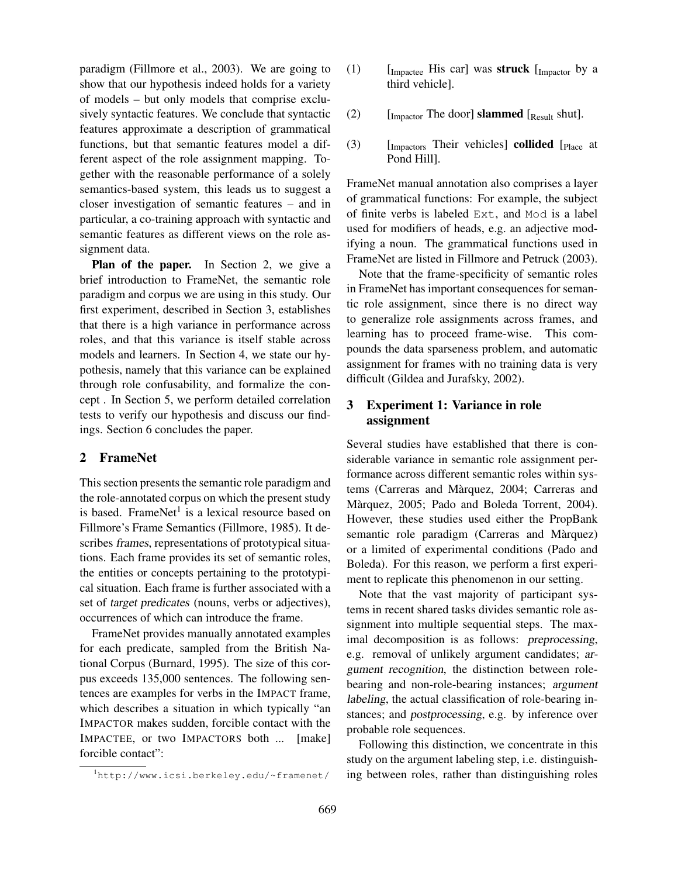paradigm (Fillmore et al., 2003). We are going to show that our hypothesis indeed holds for a variety of models – but only models that comprise exclusively syntactic features. We conclude that syntactic features approximate a description of grammatical functions, but that semantic features model a different aspect of the role assignment mapping. Together with the reasonable performance of a solely semantics-based system, this leads us to suggest a closer investigation of semantic features – and in particular, a co-training approach with syntactic and semantic features as different views on the role assignment data.

**Plan of the paper.** In Section 2, we give a brief introduction to FrameNet, the semantic role paradigm and corpus we are using in this study. Our first experiment, described in Section 3, establishes that there is a high variance in performance across roles, and that this variance is itself stable across models and learners. In Section 4, we state our hypothesis, namely that this variance can be explained through role confusability, and formalize the concept . In Section 5, we perform detailed correlation tests to verify our hypothesis and discuss our findings. Section 6 concludes the paper.

## 2 FrameNet

This section presents the semantic role paradigm and the role-annotated corpus on which the present study is based. FrameNet[1] is a lexical resource based on Fillmore's Frame Semantics (Fillmore, 1985). It describes *frames*, representations of prototypical situations. Each frame provides its set of semantic roles, the entities or concepts pertaining to the prototypical situation. Each frame is further associated with a set of *target predicates* (nouns, verbs or adjectives), occurrences of which can introduce the frame.

FrameNet provides manually annotated examples for each predicate, sampled from the British National Corpus (Burnard, 1995). The size of this corpus exceeds 135,000 sentences. The following sentences are examples for verbs in the IMPACT frame, which describes a situation in which typically "an IMPACTOR makes sudden, forcible contact with the IMPACTEE, or two IMPACTORS both ... [make] forcible contact":

(1) [$_{\text{Impactee}}$ His car] was **struck** [$_{\text{Impactor}}$ by a third vehicle].

(2) [$_{\text{Impactor}}$ The door] **slammed** [$_{\text{Result}}$ shut].

(3) [$_{\text{Impactors}}$ Their vehicles] **collided** [$_{\text{Place}}$ at Pond Hill].

FrameNet manual annotation also comprises a layer of grammatical functions: For example, the subject of finite verbs is labeled `Ext`, and `Mod` is a label used for modifiers of heads, e.g. an adjective modifying a noun. The grammatical functions used in FrameNet are listed in Fillmore and Petruck (2003).

Note that the frame-specificity of semantic roles in FrameNet has important consequences for semantic role assignment, since there is no direct way to generalize role assignments across frames, and learning has to proceed frame-wise. This compounds the data sparseness problem, and automatic assignment for frames with no training data is very difficult (Gildea and Jurafsky, 2002).

## 3 Experiment 1: Variance in role assignment

Several studies have established that there is considerable variance in semantic role assignment performance across different semantic roles within systems (Carreras and Màrquez, 2004; Carreras and Màrquez, 2005; Pado and Boleda Torrent, 2004). However, these studies used either the PropBank semantic role paradigm (Carreras and Màrquez) or a limited of experimental conditions (Pado and Boleda). For this reason, we perform a first experiment to replicate this phenomenon in our setting.

Note that the vast majority of participant systems in recent shared tasks divides semantic role assignment into multiple sequential steps. The maximal decomposition is as follows: *preprocessing*, e.g. removal of unlikely argument candidates; *argument recognition*, the distinction between role-bearing and non-role-bearing instances; *argument labeling*, the actual classification of role-bearing instances; and *postprocessing*, e.g. by inference over probable role sequences.

Following this distinction, we concentrate in this study on the argument labeling step, i.e. distinguishing between roles, rather than distinguishing roles

[1] http://www.icsi.berkeley.edu/~framenet/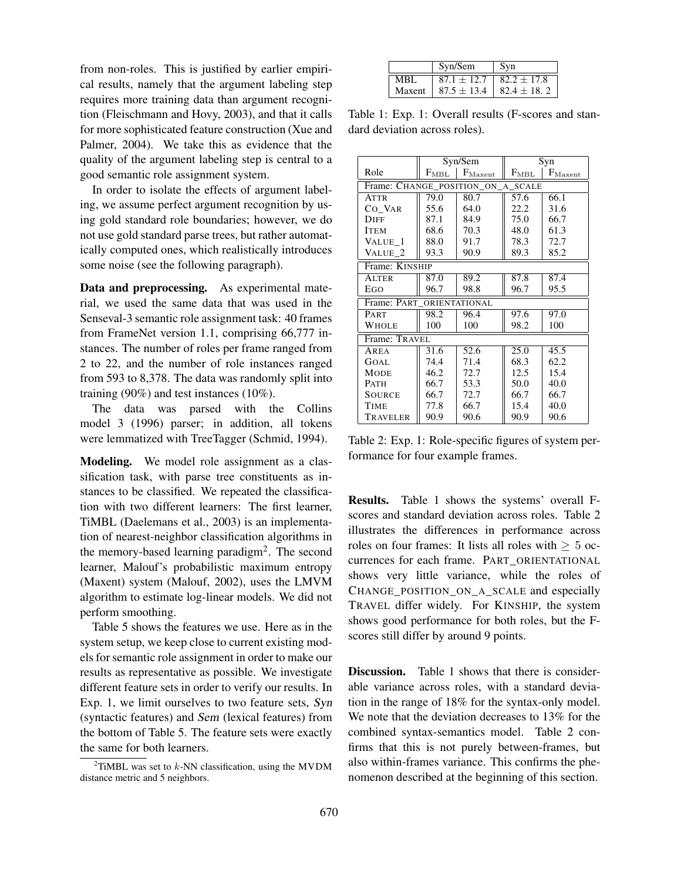from non-roles. This is justified by earlier empirical results, namely that the argument labeling step requires more training data than argument recognition (Fleischmann and Hovy, 2003), and that it calls for more sophisticated feature construction (Xue and Palmer, 2004). We take this as evidence that the quality of the argument labeling step is central to a good semantic role assignment system.

In order to isolate the effects of argument labeling, we assume perfect argument recognition by using gold standard role boundaries; however, we do not use gold standard parse trees, but rather automatically computed ones, which realistically introduces some noise (see the following paragraph).

**Data and preprocessing.** As experimental material, we used the same data that was used in the Senseval-3 semantic role assignment task: 40 frames from FrameNet version 1.1, comprising 66,777 instances. The number of roles per frame ranged from 2 to 22, and the number of role instances ranged from 593 to 8,378. The data was randomly split into training (90%) and test instances (10%).

The data was parsed with the Collins model 3 (1996) parser; in addition, all tokens were lemmatized with TreeTagger (Schmid, 1994).

**Modeling.** We model role assignment as a classification task, with parse tree constituents as instances to be classified. We repeated the classification with two different learners: The first learner, TiMBL (Daelemans et al., 2003) is an implementation of nearest-neighbor classification algorithms in the memory-based learning paradigm[2]. The second learner, Malouf's probabilistic maximum entropy (Maxent) system (Malouf, 2002), uses the LMVM algorithm to estimate log-linear models. We did not perform smoothing.

Table 5 shows the features we use. Here as in the system setup, we keep close to current existing models for semantic role assignment in order to make our results as representative as possible. We investigate different feature sets in order to verify our results. In Exp. 1, we limit ourselves to two feature sets, *Syn* (syntactic features) and *Sem* (lexical features) from the bottom of Table 5. The feature sets were exactly the same for both learners.

[2]TiMBL was set to $k$-NN classification, using the MVDM distance metric and 5 neighbors.

| | Syn/Sem | Syn |
|---|---|---|
| MBL | $87.1 \pm 12.7$ | $82.2 \pm 17.8$ |
| Maxent | $87.5 \pm 13.4$ | $82.4 \pm 18.2$ |

Table 1: Exp. 1: Overall results (F-scores and standard deviation across roles).

| Role | Syn/Sem $F_{\text{MBL}}$ | Syn/Sem $F_{\text{Maxent}}$ | Syn $F_{\text{MBL}}$ | Syn $F_{\text{Maxent}}$ |
|---|---|---|---|---|
| **Frame: CHANGE_POSITION_ON_A_SCALE** | | | | |
| ATTR | 79.0 | 80.7 | 57.6 | 66.1 |
| CO_VAR | 55.6 | 64.0 | 22.2 | 31.6 |
| DIFF | 87.1 | 84.9 | 75.0 | 66.7 |
| ITEM | 68.6 | 70.3 | 48.0 | 61.3 |
| VALUE_1 | 88.0 | 91.7 | 78.3 | 72.7 |
| VALUE_2 | 93.3 | 90.9 | 89.3 | 85.2 |
| **Frame: KINSHIP** | | | | |
| ALTER | 87.0 | 89.2 | 87.8 | 87.4 |
| EGO | 96.7 | 98.8 | 96.7 | 95.5 |
| **Frame: PART_ORIENTATIONAL** | | | | |
| PART | 98.2 | 96.4 | 97.6 | 97.0 |
| WHOLE | 100 | 100 | 98.2 | 100 |
| **Frame: TRAVEL** | | | | |
| AREA | 31.6 | 52.6 | 25.0 | 45.5 |
| GOAL | 74.4 | 71.4 | 68.3 | 62.2 |
| MODE | 46.2 | 72.7 | 12.5 | 15.4 |
| PATH | 66.7 | 53.3 | 50.0 | 40.0 |
| SOURCE | 66.7 | 72.7 | 66.7 | 66.7 |
| TIME | 77.8 | 66.7 | 15.4 | 40.0 |
| TRAVELER | 90.9 | 90.6 | 90.9 | 90.6 |

Table 2: Exp. 1: Role-specific figures of system performance for four example frames.

**Results.** Table 1 shows the systems' overall F-scores and standard deviation across roles. Table 2 illustrates the differences in performance across roles on four frames: It lists all roles with $\geq 5$ occurrences for each frame. PART_ORIENTATIONAL shows very little variance, while the roles of CHANGE_POSITION_ON_A_SCALE and especially TRAVEL differ widely. For KINSHIP, the system shows good performance for both roles, but the F-scores still differ by around 9 points.

**Discussion.** Table 1 shows that there is considerable variance across roles, with a standard deviation in the range of 18% for the syntax-only model. We note that the deviation decreases to 13% for the combined syntax-semantics model. Table 2 confirms that this is not purely between-frames, but also within-frames variance. This confirms the phenomenon described at the beginning of this section.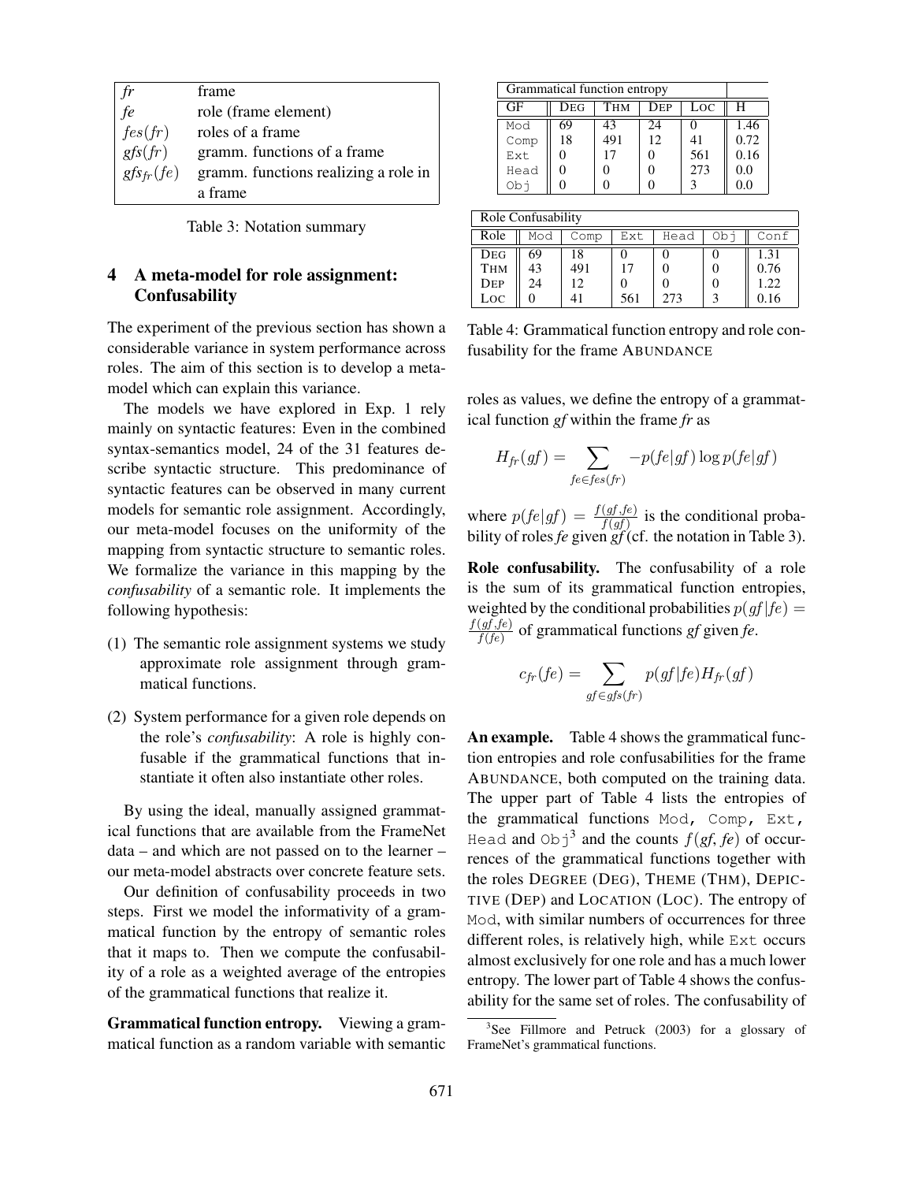| *fr* | frame |
|---|---|
| *fe* | role (frame element) |
| $fes(fr)$ | roles of a frame |
| $gfs(fr)$ | gramm. functions of a frame |
| $gfs_{fr}(fe)$ | gramm. functions realizing a role in a frame |

Table 3: Notation summary

## 4 A meta-model for role assignment: Confusability

The experiment of the previous section has shown a considerable variance in system performance across roles. The aim of this section is to develop a meta-model which can explain this variance.

The models we have explored in Exp. 1 rely mainly on syntactic features: Even in the combined syntax-semantics model, 24 of the 31 features describe syntactic structure. This predominance of syntactic features can be observed in many current models for semantic role assignment. Accordingly, our meta-model focuses on the uniformity of the mapping from syntactic structure to semantic roles. We formalize the variance in this mapping by the *confusability* of a semantic role. It implements the following hypothesis:

(1) The semantic role assignment systems we study approximate role assignment through grammatical functions.

(2) System performance for a given role depends on the role's *confusability*: A role is highly confusable if the grammatical functions that instantiate it often also instantiate other roles.

By using the ideal, manually assigned grammatical functions that are available from the FrameNet data – and which are not passed on to the learner – our meta-model abstracts over concrete feature sets.

Our definition of confusability proceeds in two steps. First we model the informativity of a grammatical function by the entropy of semantic roles that it maps to. Then we compute the confusability of a role as a weighted average of the entropies of the grammatical functions that realize it.

**Grammatical function entropy.** Viewing a grammatical function as a random variable with semantic roles as values, we define the entropy of a grammatical function *gf* within the frame *fr* as

$$H_{fr}(gf) = \sum_{fe \in fes(fr)} -p(fe|gf) \log p(fe|gf)$$

where $p(fe|gf) = \frac{f(gf,fe)}{f(gf)}$ is the conditional probability of roles *fe* given *gf* (cf. the notation in Table 3).

**Role confusability.** The confusability of a role is the sum of its grammatical function entropies, weighted by the conditional probabilities $p(gf|fe) = \frac{f(gf,fe)}{f(fe)}$ of grammatical functions *gf* given *fe*.

$$c_{fr}(fe) = \sum_{gf \in gfs(fr)} p(gf|fe) H_{fr}(gf)$$

| Grammatical function entropy | | | | | |
|---|---|---|---|---|---|
| GF | DEG | THM | DEP | LOC | H |
| Mod | 69 | 43 | 24 | 0 | 1.46 |
| Comp | 18 | 491 | 12 | 41 | 0.72 |
| Ext | 0 | 17 | 0 | 561 | 0.16 |
| Head | 0 | 0 | 0 | 273 | 0.0 |
| Obj | 0 | 0 | 0 | 3 | 0.0 |

| Role Confusability | | | | | | |
|---|---|---|---|---|---|---|
| Role | Mod | Comp | Ext | Head | Obj | Conf |
| DEG | 69 | 18 | 0 | 0 | 0 | 1.31 |
| THM | 43 | 491 | 17 | 0 | 0 | 0.76 |
| DEP | 24 | 12 | 0 | 0 | 0 | 1.22 |
| LOC | 0 | 41 | 561 | 273 | 3 | 0.16 |

Table 4: Grammatical function entropy and role confusability for the frame ABUNDANCE

**An example.** Table 4 shows the grammatical function entropies and role confusabilities for the frame ABUNDANCE, both computed on the training data. The upper part of Table 4 lists the entropies of the grammatical functions Mod, Comp, Ext, Head and Obj[3] and the counts $f(gf, fe)$ of occurrences of the grammatical functions together with the roles DEGREE (DEG), THEME (THM), DEPICTIVE (DEP) and LOCATION (LOC). The entropy of Mod, with similar numbers of occurrences for three different roles, is relatively high, while Ext occurs almost exclusively for one role and has a much lower entropy. The lower part of Table 4 shows the confusability for the same set of roles. The confusability of

[3] See Fillmore and Petruck (2003) for a glossary of FrameNet's grammatical functions.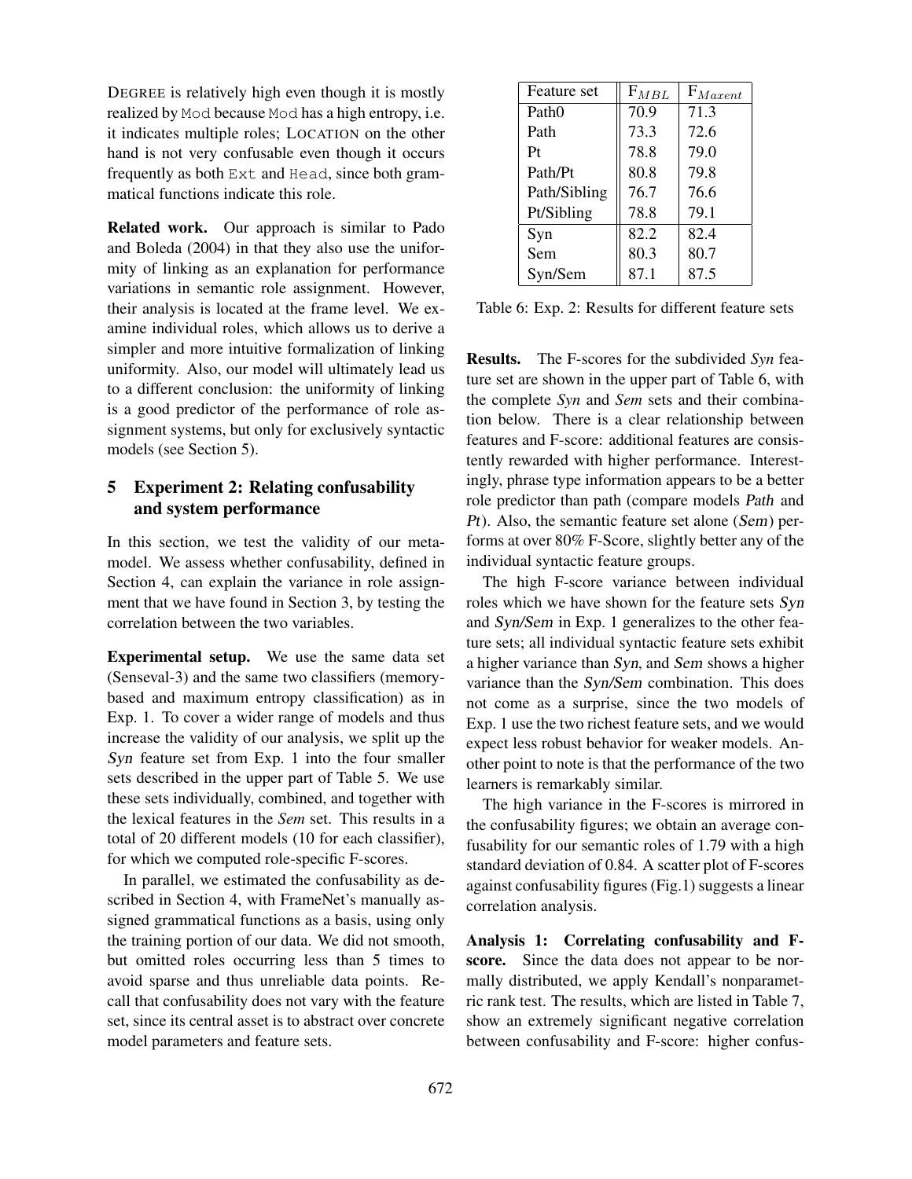DEGREE is relatively high even though it is mostly realized by `Mod` because `Mod` has a high entropy, i.e. it indicates multiple roles; LOCATION on the other hand is not very confusable even though it occurs frequently as both `Ext` and `Head`, since both grammatical functions indicate this role.

**Related work.** Our approach is similar to Pado and Boleda (2004) in that they also use the uniformity of linking as an explanation for performance variations in semantic role assignment. However, their analysis is located at the frame level. We examine individual roles, which allows us to derive a simpler and more intuitive formalization of linking uniformity. Also, our model will ultimately lead us to a different conclusion: the uniformity of linking is a good predictor of the performance of role assignment systems, but only for exclusively syntactic models (see Section 5).

## 5 Experiment 2: Relating confusability and system performance

In this section, we test the validity of our metamodel. We assess whether confusability, defined in Section 4, can explain the variance in role assignment that we have found in Section 3, by testing the correlation between the two variables.

**Experimental setup.** We use the same data set (Senseval-3) and the same two classifiers (memory-based and maximum entropy classification) as in Exp. 1. To cover a wider range of models and thus increase the validity of our analysis, we split up the *Syn* feature set from Exp. 1 into the four smaller sets described in the upper part of Table 5. We use these sets individually, combined, and together with the lexical features in the *Sem* set. This results in a total of 20 different models (10 for each classifier), for which we computed role-specific F-scores.

In parallel, we estimated the confusability as described in Section 4, with FrameNet's manually assigned grammatical functions as a basis, using only the training portion of our data. We did not smooth, but omitted roles occurring less than 5 times to avoid sparse and thus unreliable data points. Recall that confusability does not vary with the feature set, since its central asset is to abstract over concrete model parameters and feature sets.

| Feature set | $F_{MBL}$ | $F_{Maxent}$ |
|---|---|---|
| Path0 | 70.9 | 71.3 |
| Path | 73.3 | 72.6 |
| Pt | 78.8 | 79.0 |
| Path/Pt | 80.8 | 79.8 |
| Path/Sibling | 76.7 | 76.6 |
| Pt/Sibling | 78.8 | 79.1 |
| Syn | 82.2 | 82.4 |
| Sem | 80.3 | 80.7 |
| Syn/Sem | 87.1 | 87.5 |

Table 6: Exp. 2: Results for different feature sets

**Results.** The F-scores for the subdivided *Syn* feature set are shown in the upper part of Table 6, with the complete *Syn* and *Sem* sets and their combination below. There is a clear relationship between features and F-score: additional features are consistently rewarded with higher performance. Interestingly, phrase type information appears to be a better role predictor than path (compare models *Path* and *Pt*). Also, the semantic feature set alone (*Sem*) performs at over 80% F-Score, slightly better any of the individual syntactic feature groups.

The high F-score variance between individual roles which we have shown for the feature sets *Syn* and *Syn/Sem* in Exp. 1 generalizes to the other feature sets; all individual syntactic feature sets exhibit a higher variance than *Syn*, and *Sem* shows a higher variance than the *Syn/Sem* combination. This does not come as a surprise, since the two models of Exp. 1 use the two richest feature sets, and we would expect less robust behavior for weaker models. Another point to note is that the performance of the two learners is remarkably similar.

The high variance in the F-scores is mirrored in the confusability figures; we obtain an average confusability for our semantic roles of 1.79 with a high standard deviation of 0.84. A scatter plot of F-scores against confusability figures (Fig.1) suggests a linear correlation analysis.

**Analysis 1: Correlating confusability and F-score.** Since the data does not appear to be normally distributed, we apply Kendall's nonparametric rank test. The results, which are listed in Table 7, show an extremely significant negative correlation between confusability and F-score: higher confus-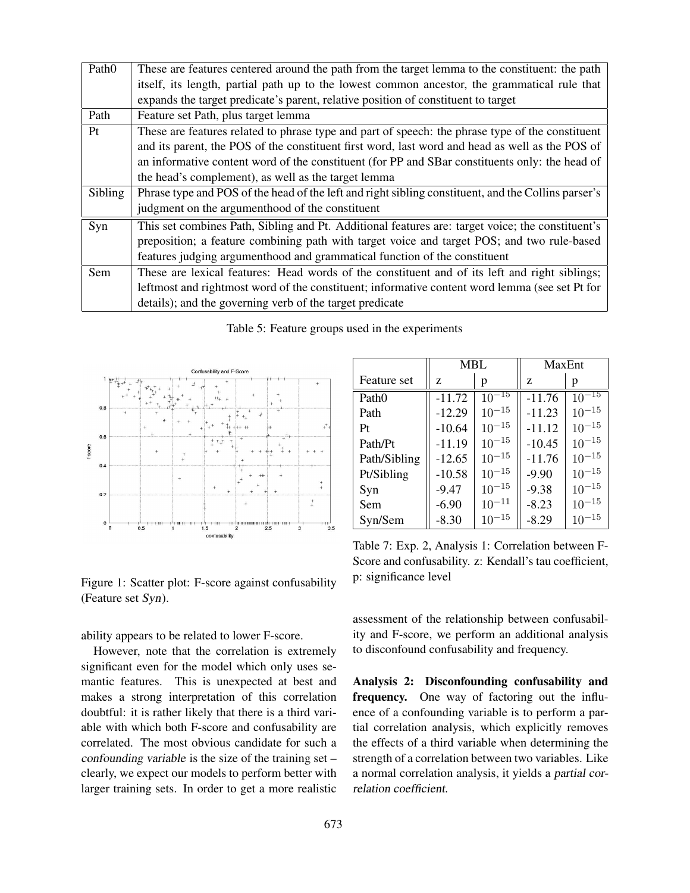| Path0 | These are features centered around the path from the target lemma to the constituent: the path itself, its length, partial path up to the lowest common ancestor, the grammatical rule that expands the target predicate's parent, relative position of constituent to target |
|---|---|
| Path | Feature set Path, plus target lemma |
| Pt | These are features related to phrase type and part of speech: the phrase type of the constituent and its parent, the POS of the constituent first word, last word and head as well as the POS of an informative content word of the constituent (for PP and SBar constituents only: the head of the head's complement), as well as the target lemma |
| Sibling | Phrase type and POS of the head of the left and right sibling constituent, and the Collins parser's judgment on the argumenthood of the constituent |
| Syn | This set combines Path, Sibling and Pt. Additional features are: target voice; the constituent's preposition; a feature combining path with target voice and target POS; and two rule-based features judging argumenthood and grammatical function of the constituent |
| Sem | These are lexical features: Head words of the constituent and of its left and right siblings; leftmost and rightmost word of the constituent; informative content word lemma (see set Pt for details); and the governing verb of the target predicate |

Table 5: Feature groups used in the experiments

Figure 1: Scatter plot: F-score against confusability (Feature set *Syn*).

| | MBL | | MaxEnt | |
|---|---|---|---|---|
| Feature set | z | p | z | p |
| Path0 | -11.72 | $10^{-15}$ | -11.76 | $10^{-15}$ |
| Path | -12.29 | $10^{-15}$ | -11.23 | $10^{-15}$ |
| Pt | -10.64 | $10^{-15}$ | -11.12 | $10^{-15}$ |
| Path/Pt | -11.19 | $10^{-15}$ | -10.45 | $10^{-15}$ |
| Path/Sibling | -12.65 | $10^{-15}$ | -11.76 | $10^{-15}$ |
| Pt/Sibling | -10.58 | $10^{-15}$ | -9.90 | $10^{-15}$ |
| Syn | -9.47 | $10^{-15}$ | -9.38 | $10^{-15}$ |
| Sem | -6.90 | $10^{-11}$ | -8.23 | $10^{-15}$ |
| Syn/Sem | -8.30 | $10^{-15}$ | -8.29 | $10^{-15}$ |

Table 7: Exp. 2, Analysis 1: Correlation between F-Score and confusability. z: Kendall's tau coefficient, p: significance level

ability appears to be related to lower F-score.

However, note that the correlation is extremely significant even for the model which only uses semantic features. This is unexpected at best and makes a strong interpretation of this correlation doubtful: it is rather likely that there is a third variable with which both F-score and confusability are correlated. The most obvious candidate for such a *confounding variable* is the size of the training set – clearly, we expect our models to perform better with larger training sets. In order to get a more realistic assessment of the relationship between confusability and F-score, we perform an additional analysis to disconfound confusability and frequency.

**Analysis 2: Disconfounding confusability and frequency.** One way of factoring out the influence of a confounding variable is to perform a partial correlation analysis, which explicitly removes the effects of a third variable when determining the strength of a correlation between two variables. Like a normal correlation analysis, it yields a *partial correlation coefficient*.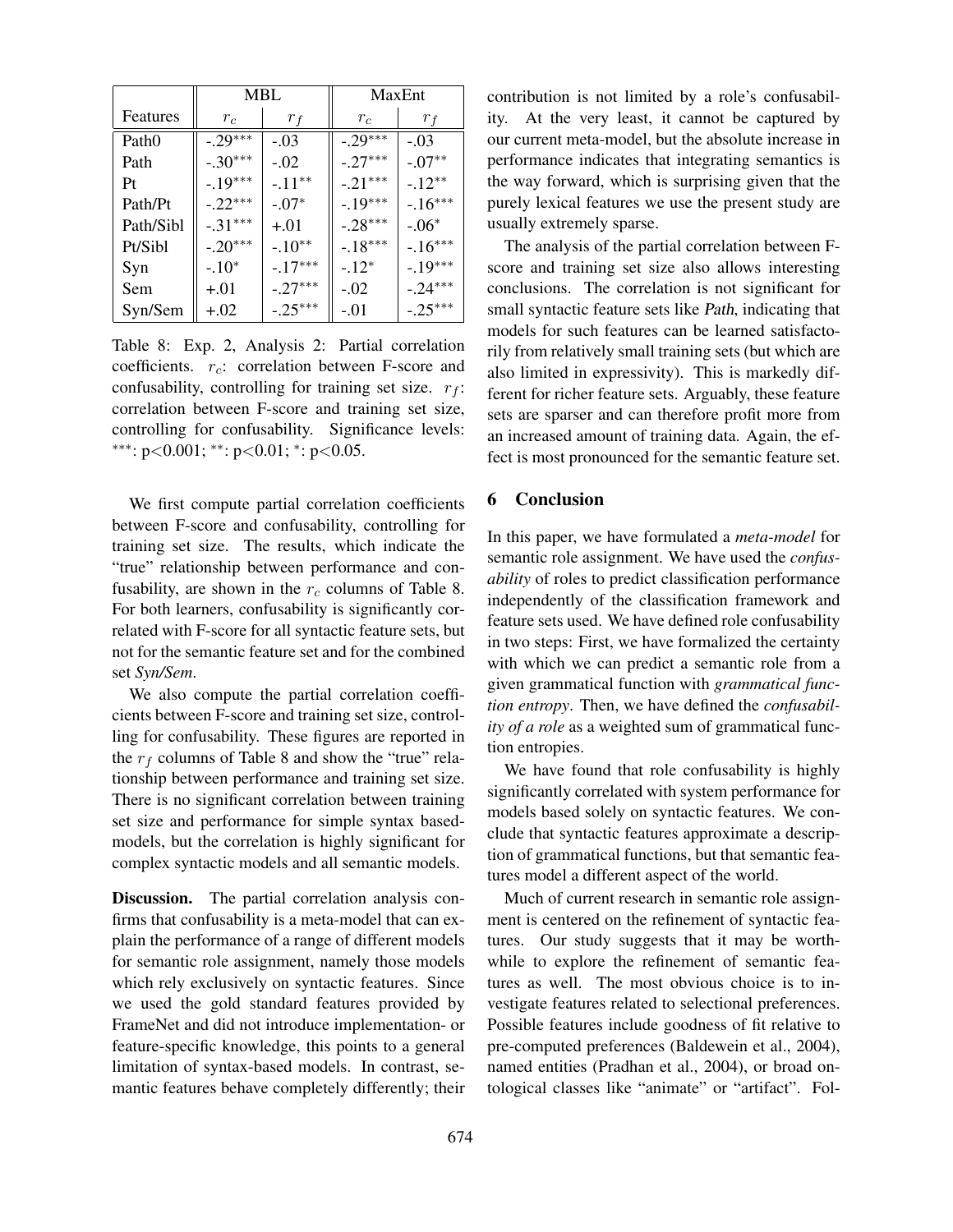| | MBL | | MaxEnt | |
|---|---|---|---|---|
| Features | $r_c$ | $r_f$ | $r_c$ | $r_f$ |
| Path0 | $-.29^{***}$ | $-.03$ | $-.29^{***}$ | $-.03$ |
| Path | $-.30^{***}$ | $-.02$ | $-.27^{***}$ | $-.07^{**}$ |
| Pt | $-.19^{***}$ | $-.11^{**}$ | $-.21^{***}$ | $-.12^{**}$ |
| Path/Pt | $-.22^{***}$ | $-.07^{*}$ | $-.19^{***}$ | $-.16^{***}$ |
| Path/Sibl | $-.31^{***}$ | $+.01$ | $-.28^{***}$ | $-.06^{*}$ |
| Pt/Sibl | $-.20^{***}$ | $-.10^{**}$ | $-.18^{***}$ | $-.16^{***}$ |
| Syn | $-.10^{*}$ | $-.17^{***}$ | $-.12^{*}$ | $-.19^{***}$ |
| Sem | $+.01$ | $-.27^{***}$ | $-.02$ | $-.24^{***}$ |
| Syn/Sem | $+.02$ | $-.25^{***}$ | $-.01$ | $-.25^{***}$ |

Table 8: Exp. 2, Analysis 2: Partial correlation coefficients. $r_c$: correlation between F-score and confusability, controlling for training set size. $r_f$: correlation between F-score and training set size, controlling for confusability. Significance levels: $^{***}$: p<0.001; $^{**}$: p<0.01; $^{*}$: p<0.05.

We first compute partial correlation coefficients between F-score and confusability, controlling for training set size. The results, which indicate the "true" relationship between performance and confusability, are shown in the $r_c$ columns of Table 8. For both learners, confusability is significantly correlated with F-score for all syntactic feature sets, but not for the semantic feature set and for the combined set *Syn/Sem*.

We also compute the partial correlation coefficients between F-score and training set size, controlling for confusability. These figures are reported in the $r_f$ columns of Table 8 and show the "true" relationship between performance and training set size. There is no significant correlation between training set size and performance for simple syntax based-models, but the correlation is highly significant for complex syntactic models and all semantic models.

**Discussion.** The partial correlation analysis confirms that confusability is a meta-model that can explain the performance of a range of different models for semantic role assignment, namely those models which rely exclusively on syntactic features. Since we used the gold standard features provided by FrameNet and did not introduce implementation- or feature-specific knowledge, this points to a general limitation of syntax-based models. In contrast, semantic features behave completely differently; their contribution is not limited by a role's confusability. At the very least, it cannot be captured by our current meta-model, but the absolute increase in performance indicates that integrating semantics is the way forward, which is surprising given that the purely lexical features we use the present study are usually extremely sparse.

The analysis of the partial correlation between F-score and training set size also allows interesting conclusions. The correlation is not significant for small syntactic feature sets like *Path*, indicating that models for such features can be learned satisfactorily from relatively small training sets (but which are also limited in expressivity). This is markedly different for richer feature sets. Arguably, these feature sets are sparser and can therefore profit more from an increased amount of training data. Again, the effect is most pronounced for the semantic feature set.

## 6 Conclusion

In this paper, we have formulated a *meta-model* for semantic role assignment. We have used the *confusability* of roles to predict classification performance independently of the classification framework and feature sets used. We have defined role confusability in two steps: First, we have formalized the certainty with which we can predict a semantic role from a given grammatical function with *grammatical function entropy*. Then, we have defined the *confusability of a role* as a weighted sum of grammatical function entropies.

We have found that role confusability is highly significantly correlated with system performance for models based solely on syntactic features. We conclude that syntactic features approximate a description of grammatical functions, but that semantic features model a different aspect of the world.

Much of current research in semantic role assignment is centered on the refinement of syntactic features. Our study suggests that it may be worthwhile to explore the refinement of semantic features as well. The most obvious choice is to investigate features related to selectional preferences. Possible features include goodness of fit relative to pre-computed preferences (Baldewein et al., 2004), named entities (Pradhan et al., 2004), or broad ontological classes like "animate" or "artifact". Fol-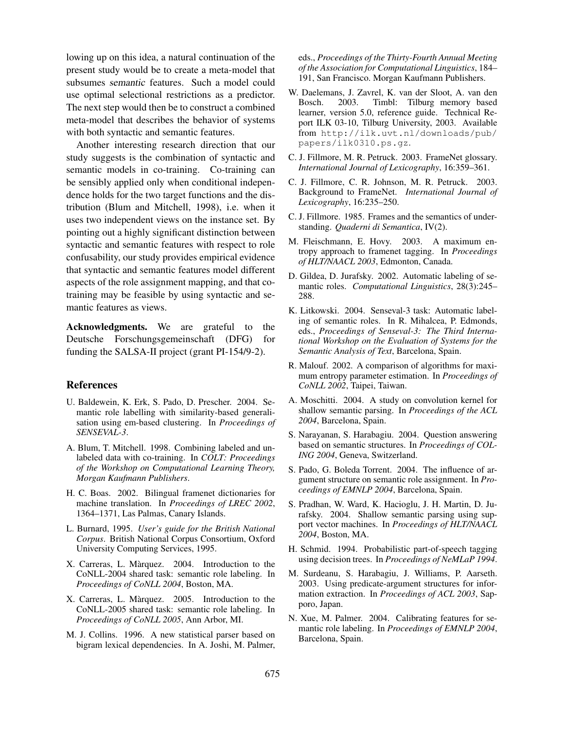lowing up on this idea, a natural continuation of the present study would be to create a meta-model that subsumes semantic features. Such a model could use optimal selectional restrictions as a predictor. The next step would then be to construct a combined meta-model that describes the behavior of systems with both syntactic and semantic features.

Another interesting research direction that our study suggests is the combination of syntactic and semantic models in co-training. Co-training can be sensibly applied only when conditional independence holds for the two target functions and the distribution (Blum and Mitchell, 1998), i.e. when it uses two independent views on the instance set. By pointing out a highly significant distinction between syntactic and semantic features with respect to role confusability, our study provides empirical evidence that syntactic and semantic features model different aspects of the role assignment mapping, and that co-training may be feasible by using syntactic and semantic features as views.

**Acknowledgments.** We are grateful to the Deutsche Forschungsgemeinschaft (DFG) for funding the SALSA-II project (grant PI-154/9-2).

## References

U. Baldewein, K. Erk, S. Pado, D. Prescher. 2004. Semantic role labelling with similarity-based generalisation using em-based clustering. In *Proceedings of SENSEVAL-3*.

A. Blum, T. Mitchell. 1998. Combining labeled and unlabeled data with co-training. In *COLT: Proceedings of the Workshop on Computational Learning Theory, Morgan Kaufmann Publishers*.

H. C. Boas. 2002. Bilingual framenet dictionaries for machine translation. In *Proceedings of LREC 2002*, 1364–1371, Las Palmas, Canary Islands.

L. Burnard, 1995. *User's guide for the British National Corpus*. British National Corpus Consortium, Oxford University Computing Services, 1995.

X. Carreras, L. Màrquez. 2004. Introduction to the CoNLL-2004 shared task: semantic role labeling. In *Proceedings of CoNLL 2004*, Boston, MA.

X. Carreras, L. Màrquez. 2005. Introduction to the CoNLL-2005 shared task: semantic role labeling. In *Proceedings of CoNLL 2005*, Ann Arbor, MI.

M. J. Collins. 1996. A new statistical parser based on bigram lexical dependencies. In A. Joshi, M. Palmer, eds., *Proceedings of the Thirty-Fourth Annual Meeting of the Association for Computational Linguistics*, 184–191, San Francisco. Morgan Kaufmann Publishers.

W. Daelemans, J. Zavrel, K. van der Sloot, A. van den Bosch. 2003. Timbl: Tilburg memory based learner, version 5.0, reference guide. Technical Report ILK 03-10, Tilburg University, 2003. Available from http://ilk.uvt.nl/downloads/pub/papers/ilk0310.ps.gz.

C. J. Fillmore, M. R. Petruck. 2003. FrameNet glossary. *International Journal of Lexicography*, 16:359–361.

C. J. Fillmore, C. R. Johnson, M. R. Petruck. 2003. Background to FrameNet. *International Journal of Lexicography*, 16:235–250.

C. J. Fillmore. 1985. Frames and the semantics of understanding. *Quaderni di Semantica*, IV(2).

M. Fleischmann, E. Hovy. 2003. A maximum entropy approach to framenet tagging. In *Proceedings of HLT/NAACL 2003*, Edmonton, Canada.

D. Gildea, D. Jurafsky. 2002. Automatic labeling of semantic roles. *Computational Linguistics*, 28(3):245–288.

K. Litkowski. 2004. Senseval-3 task: Automatic labeling of semantic roles. In R. Mihalcea, P. Edmonds, eds., *Proceedings of Senseval-3: The Third International Workshop on the Evaluation of Systems for the Semantic Analysis of Text*, Barcelona, Spain.

R. Malouf. 2002. A comparison of algorithms for maximum entropy parameter estimation. In *Proceedings of CoNLL 2002*, Taipei, Taiwan.

A. Moschitti. 2004. A study on convolution kernel for shallow semantic parsing. In *Proceedings of the ACL 2004*, Barcelona, Spain.

S. Narayanan, S. Harabagiu. 2004. Question answering based on semantic structures. In *Proceedings of COLING 2004*, Geneva, Switzerland.

S. Pado, G. Boleda Torrent. 2004. The influence of argument structure on semantic role assignment. In *Proceedings of EMNLP 2004*, Barcelona, Spain.

S. Pradhan, W. Ward, K. Hacioglu, J. H. Martin, D. Jurafsky. 2004. Shallow semantic parsing using support vector machines. In *Proceedings of HLT/NAACL 2004*, Boston, MA.

H. Schmid. 1994. Probabilistic part-of-speech tagging using decision trees. In *Proceedings of NeMLaP 1994*.

M. Surdeanu, S. Harabagiu, J. Williams, P. Aarseth. 2003. Using predicate-argument structures for information extraction. In *Proceedings of ACL 2003*, Sapporo, Japan.

N. Xue, M. Palmer. 2004. Calibrating features for semantic role labeling. In *Proceedings of EMNLP 2004*, Barcelona, Spain.